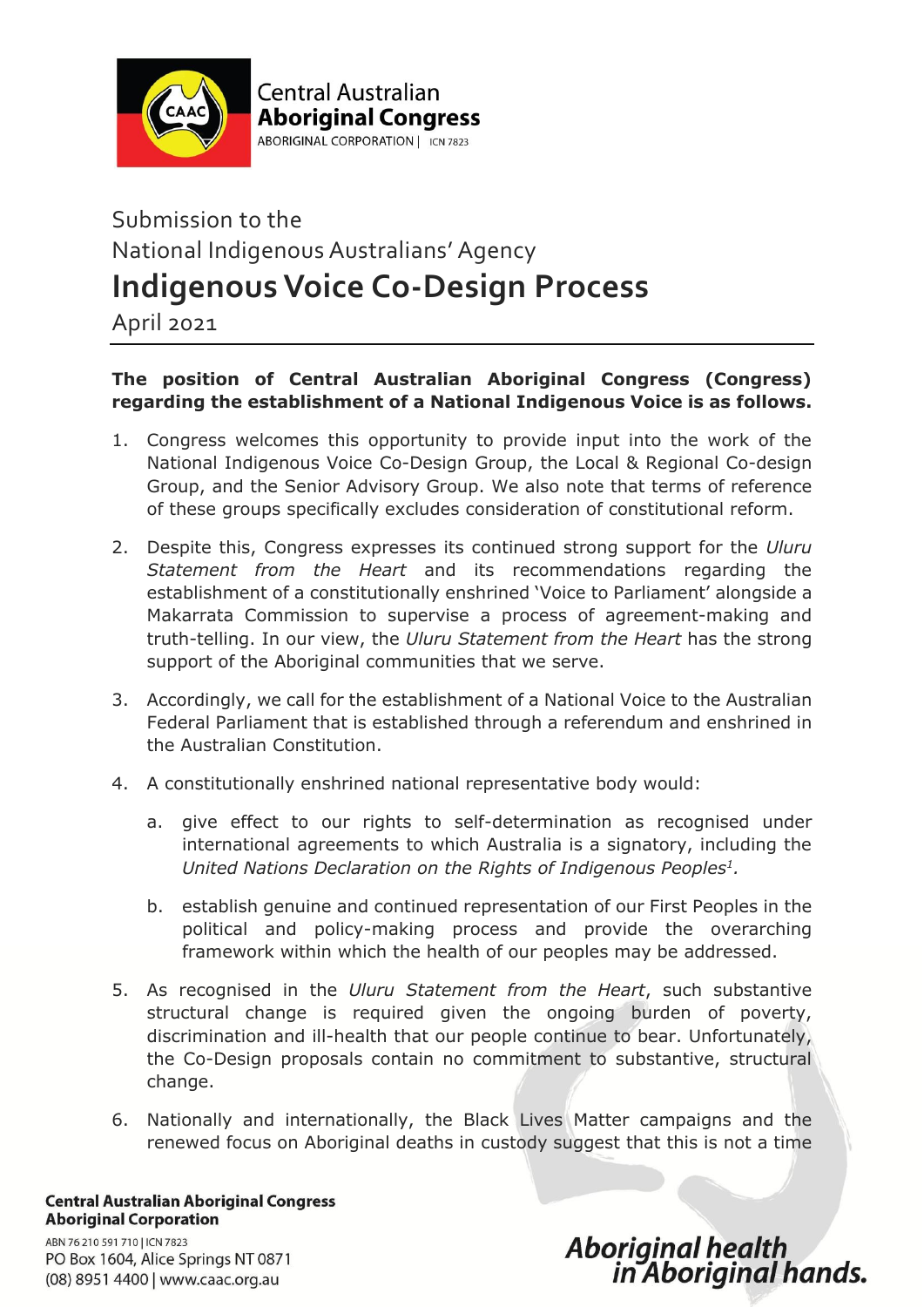Central Australian **Aboriginal Congress**
ABORIGINAL CORPORATION | ICN 7823

Submission to the
National Indigenous Australians' Agency

# Indigenous Voice Co-Design Process

April 2021

**The position of Central Australian Aboriginal Congress (Congress) regarding the establishment of a National Indigenous Voice is as follows.**

1. Congress welcomes this opportunity to provide input into the work of the National Indigenous Voice Co-Design Group, the Local & Regional Co-design Group, and the Senior Advisory Group. We also note that terms of reference of these groups specifically excludes consideration of constitutional reform.

2. Despite this, Congress expresses its continued strong support for the *Uluru Statement from the Heart* and its recommendations regarding the establishment of a constitutionally enshrined 'Voice to Parliament' alongside a Makarrata Commission to supervise a process of agreement-making and truth-telling. In our view, the *Uluru Statement from the Heart* has the strong support of the Aboriginal communities that we serve.

3. Accordingly, we call for the establishment of a National Voice to the Australian Federal Parliament that is established through a referendum and enshrined in the Australian Constitution.

4. A constitutionally enshrined national representative body would:

   a. give effect to our rights to self-determination as recognised under international agreements to which Australia is a signatory, including the *United Nations Declaration on the Rights of Indigenous Peoples*[1].

   b. establish genuine and continued representation of our First Peoples in the political and policy-making process and provide the overarching framework within which the health of our peoples may be addressed.

5. As recognised in the *Uluru Statement from the Heart*, such substantive structural change is required given the ongoing burden of poverty, discrimination and ill-health that our people continue to bear. Unfortunately, the Co-Design proposals contain no commitment to substantive, structural change.

6. Nationally and internationally, the Black Lives Matter campaigns and the renewed focus on Aboriginal deaths in custody suggest that this is not a time

**Central Australian Aboriginal Congress Aboriginal Corporation**
ABN 76 210 591 710 | ICN 7823
PO Box 1604, Alice Springs NT 0871
(08) 8951 4400 | www.caac.org.au

*Aboriginal health in Aboriginal hands.*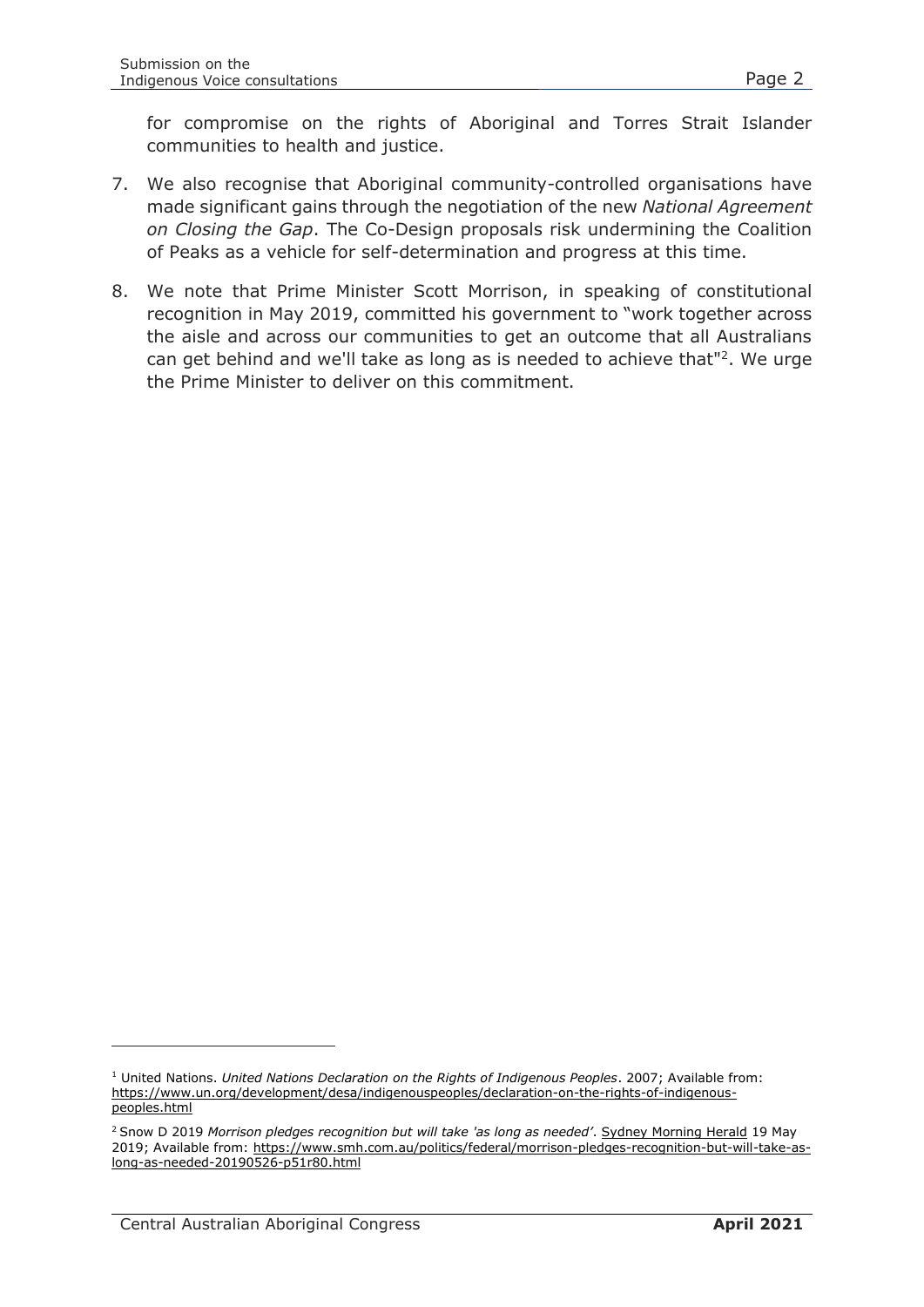for compromise on the rights of Aboriginal and Torres Strait Islander communities to health and justice.

7. We also recognise that Aboriginal community-controlled organisations have made significant gains through the negotiation of the new *National Agreement on Closing the Gap*. The Co-Design proposals risk undermining the Coalition of Peaks as a vehicle for self-determination and progress at this time.

8. We note that Prime Minister Scott Morrison, in speaking of constitutional recognition in May 2019, committed his government to "work together across the aisle and across our communities to get an outcome that all Australians can get behind and we'll take as long as is needed to achieve that"[2]. We urge the Prime Minister to deliver on this commitment.

---

[1] United Nations. *United Nations Declaration on the Rights of Indigenous Peoples*. 2007; Available from: https://www.un.org/development/desa/indigenouspeoples/declaration-on-the-rights-of-indigenous-peoples.html

[2] Snow D 2019 *Morrison pledges recognition but will take 'as long as needed'*. Sydney Morning Herald 19 May 2019; Available from: https://www.smh.com.au/politics/federal/morrison-pledges-recognition-but-will-take-as-long-as-needed-20190526-p51r80.html